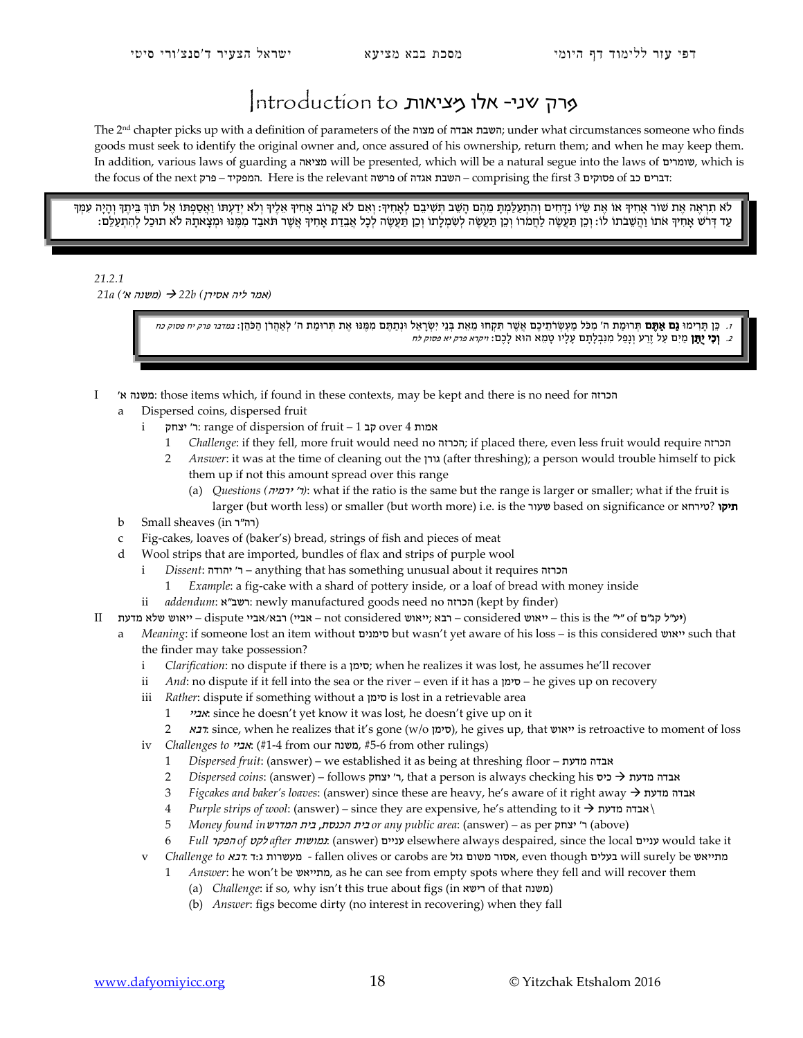# Introduction to פרק שני- אלו מציאות

The 2nd chapter picks up with a definition of parameters of the מצוה of השבת אבדה; under what circumstances someone who finds goods must seek to identify the original owner and, once assured of his ownership, return them; and when he may keep them. In addition, various laws of guarding a מציאה will be presented, which will be a natural segue into the laws of שומרים, which is the focus of the next פרק – המפקיד. Here is the relevant פרשה of השבת אגדה – comprising the first 3 פסוקים of דברים כב:

> לֹא תִרְאֶה אֶת שׁוֹר אָחִיךָ אוֹ אֶת שֵׂיוֹ נִדָּחִים וְהִתְעַלַּמְתָּ מֵהֶם הָשֵׁב תְּשִׁיבֵם לְאָחִיךָ: וְאִם לֹא קָרוֹב אָחִיךָ אֵלֶיךָ וְלֹא יְדַעְתּוֹ וַאֲסַפְתּוֹ אֶל תּוֹךְ בֵּיתֶךָ וְהָיָה עִמְּךָ עַד דְּרֹשׁ אָחִיךָ אֹתוֹ וַהֲשֵׁבֹתוֹ לוֹ: וְכֵן תַּעֲשֶׂה לַחֲמֹרוֹ וְכֵן תַּעֲשֶׂה לְשִׂמְלָתוֹ וְכֵן תַּעֲשֶׂה לְכָל אֲבֵדַת אָחִיךָ אֲשֶׁר תֹּאבַד מִמֶּנּוּ וּמְצָאתָהּ לֹא תוּכַל לְהִתְעַלֵּם:

*21.2.1*

*21a (משנה א') → 22b (אמר ליה אסירן)*

> 1. כֵּן תָּרִימוּ **גַם אַתֶּם** תְּרוּמַת ה' מִכֹּל מַעְשְׂרֹתֵיכֶם אֲשֶׁר תִּקְחוּ מֵאֵת בְּנֵי יִשְׂרָאֵל וּנְתַתֶּם מִמֶּנּוּ אֶת תְּרוּמַת ה' לְאַהֲרֹן הַכֹּהֵן: *במדבר פרק יח פסוק כח*
> 2. **וְכִי יֻתַּן** מַיִם עַל זֶרַע וְנָפַל מִנִּבְלָתָם עָלָיו טָמֵא הוּא לָכֶם: *ויקרא פרק יא פסוק לח*

I משנה א': those items which, if found in these contexts, may be kept and there is no need for הכרזה
   a Dispersed coins, dispersed fruit
      i ר' יצחק: range of dispersion of fruit – 1 קב over 4 אמות
         1 *Challenge*: if they fell, more fruit would need no הכרזה; if placed there, even less fruit would require הכרזה
         2 *Answer*: it was at the time of cleaning out the גורן (after threshing); a person would trouble himself to pick them up if not this amount spread over this range
            (a) *Questions (ר' ירמיה)*: what if the ratio is the same but the range is larger or smaller; what if the fruit is larger (but worth less) or smaller (but worth more) i.e. is the שעור based on significance or טירחא? **תיקו**
   b Small sheaves (in ר"ה)
   c Fig-cakes, loaves of (baker's) bread, strings of fish and pieces of meat
   d Wool strips that are imported, bundles of flax and strips of purple wool
      i *Dissent*: ר' יהודה – anything that has something unusual about it requires הכרזה
         1 *Example*: a fig-cake with a shard of pottery inside, or a loaf of bread with money inside
      ii *addendum*: רשב"א: newly manufactured goods need no הכרזה (kept by finder)

II ייאוש שלא מדעת – dispute אביי/רבא (אביי – not considered ייאוש; רבא – considered ייאוש – this is the "י" of **יע"ל קג"ם**)
   a *Meaning*: if someone lost an item without סימנים but wasn't yet aware of his loss – is this considered ייאוש such that the finder may take possession?
      i *Clarification*: no dispute if there is a סימן; when he realizes it was lost, he assumes he'll recover
      ii *And*: no dispute if it fell into the sea or the river – even if it has a סימן – he gives up on recovery
      iii *Rather*: dispute if something without a סימן is lost in a retrievable area
         1 *אביי*: since he doesn't yet know it was lost, he doesn't give up on it
         2 *רבא*: since, when he realizes that it's gone (w/o סימן), he gives up, that ייאוש is retroactive to moment of loss
      iv *Challenges to אביי*: (#1-4 from our משנה, #5-6 from other rulings)
         1 *Dispersed fruit*: (answer) – we established it as being at threshing floor – אבדה מדעת
         2 *Dispersed coins*: (answer) – follows ר' יצחק, that a person is always checking his כיס → אבדה מדעת
         3 *Figcakes and baker's loaves*: (answer) since these are heavy, he's aware of it right away → אבדה מדעת
         4 *Purple strips of wool*: (answer) – since they are expensive, he's attending to it → אבדה מדעת\
         5 *Money found in בית הכנסת, בית המדרש or any public area*: (answer) – as per ר' יצחק (above)
         6 *Full הפקר of לקט after נמושות*: (answer) עניים elsewhere always despaired, since the local עניים would take it
      v *Challenge to רבא*: מעשרות ג:ד - fallen olives or carobs are אסור משום גזל, even though בעלים will surely be מתייאש
         1 *Answer*: he won't be מתייאש, as he can see from empty spots where they fell and will recover them
            (a) *Challenge*: if so, why isn't this true about figs (in רישא of that משנה)
            (b) *Answer*: figs become dirty (no interest in recovering) when they fall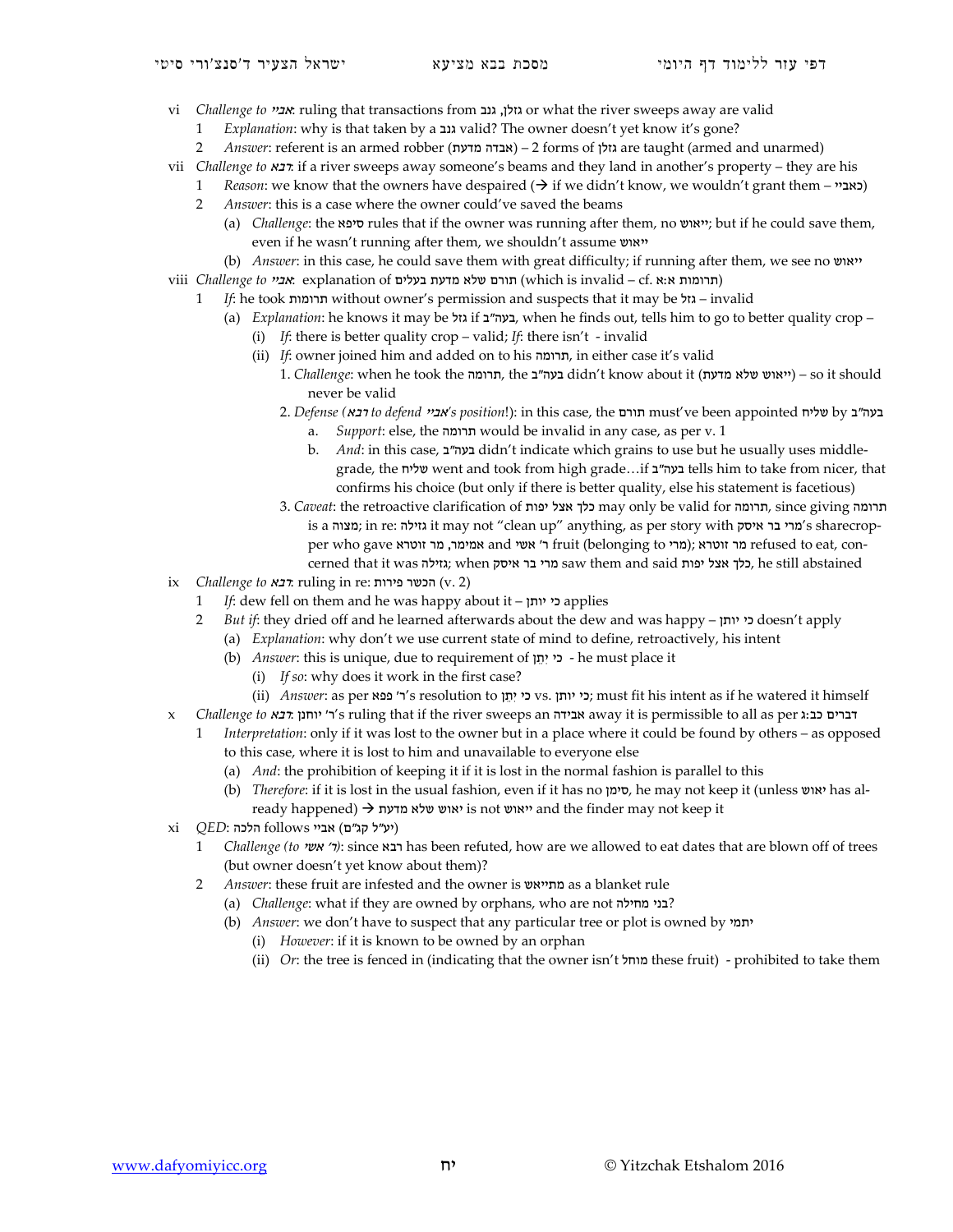- vi *Challenge to אביי*: ruling that transactions from גזלן, גנב or what the river sweeps away are valid
  - 1 *Explanation*: why is that taken by a גנב valid? The owner doesn't yet know it's gone?
  - 2 *Answer*: referent is an armed robber (אבדה מדעת) – 2 forms of גזלן are taught (armed and unarmed)
- vii *Challenge to רבא*: if a river sweeps away someone's beams and they land in another's property – they are his
  - 1 *Reason*: we know that the owners have despaired (→ if we didn't know, we wouldn't grant them – כאביי)
  - 2 *Answer*: this is a case where the owner could've saved the beams
    - (a) *Challenge*: the סיפא rules that if the owner was running after them, no ייאוש; but if he could save them, even if he wasn't running after them, we shouldn't assume ייאוש
    - (b) *Answer*: in this case, he could save them with great difficulty; if running after them, we see no ייאוש
- viii *Challenge to אביי*: explanation of תורם שלא מדעת בעלים (which is invalid – cf. תרומות א:א)
  - 1 *If*: he took תרומות without owner's permission and suspects that it may be גזל – invalid
    - (a) *Explanation*: he knows it may be גזל if בעה"ב, when he finds out, tells him to go to better quality crop –
      - (i) *If*: there is better quality crop – valid; *If*: there isn't - invalid
      - (ii) *If*: owner joined him and added on to his תרומה, in either case it's valid
        1. *Challenge*: when he took the תרומה, the בעה"ב didn't know about it (ייאוש שלא מדעת) – so it should never be valid
        2. *Defense (רבא to defend אביי's position!)*: in this case, the תורם must've been appointed שליח by בעה"ב
           - a. *Support*: else, the תרומה would be invalid in any case, as per v. 1
           - b. *And*: in this case, בעה"ב didn't indicate which grains to use but he usually uses middle-grade, the שליח went and took from high grade…if בעה"ב tells him to take from nicer, that confirms his choice (but only if there is better quality, else his statement is facetious)
        3. *Caveat*: the retroactive clarification of כלך אצל יפות may only be valid for תרומה, since giving תרומה is a מצוה; in re: גזילה it may not "clean up" anything, as per story with מרי בר איסק's sharecropper who gave אמימר, מר זוטרא and ר' אשי fruit (belonging to מרי); מר זוטרא refused to eat, concerned that it was גזילה; when מרי בר איסק saw them and said כלך אצל יפות, he still abstained
- ix *Challenge to רבא*: ruling in re: הכשר פירות (v. 2)
  - 1 *If*: dew fell on them and he was happy about it – כי יותן applies
  - 2 *But if*: they dried off and he learned afterwards about the dew and was happy – כי יותן doesn't apply
    - (a) *Explanation*: why don't we use current state of mind to define, retroactively, his intent
    - (b) *Answer*: this is unique, due to requirement of כי יִתֵּן - he must place it
      - (i) *If so*: why does it work in the first case?
      - (ii) *Answer*: as per ר' פפא's resolution to כי יִתֵּן vs. כי יותן; must fit his intent as if he watered it himself
- x *Challenge to רבא*: ר' יוחנן's ruling that if the river sweeps an אבידה away it is permissible to all as per דברים כב:ג
  - 1 *Interpretation*: only if it was lost to the owner but in a place where it could be found by others – as opposed to this case, where it is lost to him and unavailable to everyone else
    - (a) *And*: the prohibition of keeping it if it is lost in the normal fashion is parallel to this
    - (b) *Therefore*: if it is lost in the usual fashion, even if it has no סימן, he may not keep it (unless יאוש has already happened) → יאוש שלא מדעת is not ייאוש and the finder may not keep it
- xi *QED*: הלכה follows אביי (יע"ל קג"ם)
  - 1 *Challenge (to ר' אשי)*: since רבא has been refuted, how are we allowed to eat dates that are blown off of trees (but owner doesn't yet know about them)?
  - 2 *Answer*: these fruit are infested and the owner is מתייאש as a blanket rule
    - (a) *Challenge*: what if they are owned by orphans, who are not בני מחילה?
    - (b) *Answer*: we don't have to suspect that any particular tree or plot is owned by יתמי
      - (i) *However*: if it is known to be owned by an orphan
      - (ii) *Or*: the tree is fenced in (indicating that the owner isn't מוחל these fruit) - prohibited to take them